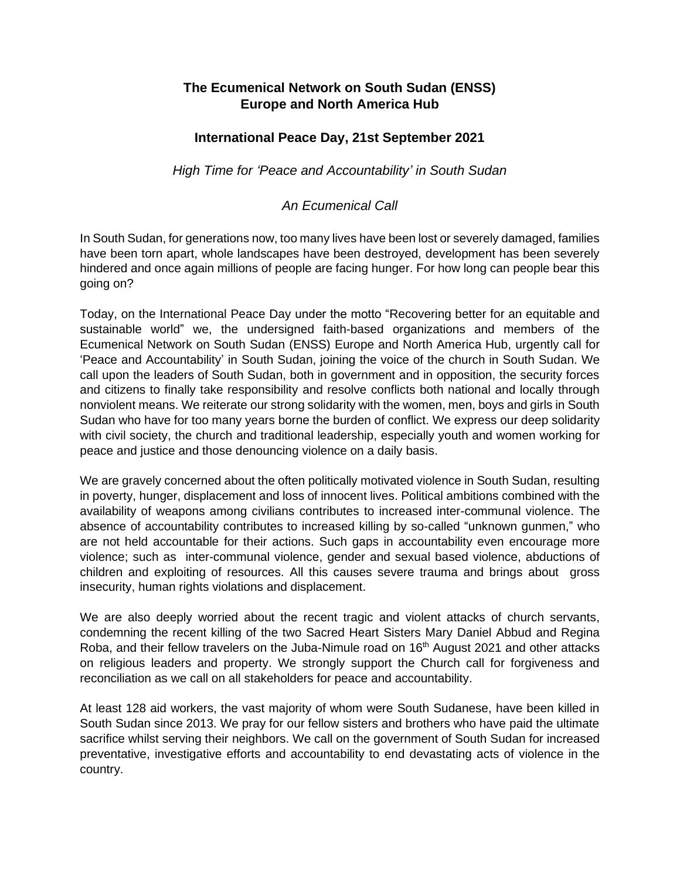**The Ecumenical Network on South Sudan (ENSS)**
**Europe and North America Hub**

**International Peace Day, 21st September 2021**

*High Time for 'Peace and Accountability' in South Sudan*

*An Ecumenical Call*

In South Sudan, for generations now, too many lives have been lost or severely damaged, families have been torn apart, whole landscapes have been destroyed, development has been severely hindered and once again millions of people are facing hunger. For how long can people bear this going on?

Today, on the International Peace Day under the motto "Recovering better for an equitable and sustainable world" we, the undersigned faith-based organizations and members of the Ecumenical Network on South Sudan (ENSS) Europe and North America Hub, urgently call for 'Peace and Accountability' in South Sudan, joining the voice of the church in South Sudan. We call upon the leaders of South Sudan, both in government and in opposition, the security forces and citizens to finally take responsibility and resolve conflicts both national and locally through nonviolent means. We reiterate our strong solidarity with the women, men, boys and girls in South Sudan who have for too many years borne the burden of conflict. We express our deep solidarity with civil society, the church and traditional leadership, especially youth and women working for peace and justice and those denouncing violence on a daily basis.

We are gravely concerned about the often politically motivated violence in South Sudan, resulting in poverty, hunger, displacement and loss of innocent lives. Political ambitions combined with the availability of weapons among civilians contributes to increased inter-communal violence. The absence of accountability contributes to increased killing by so-called "unknown gunmen," who are not held accountable for their actions. Such gaps in accountability even encourage more violence; such as inter-communal violence, gender and sexual based violence, abductions of children and exploiting of resources. All this causes severe trauma and brings about gross insecurity, human rights violations and displacement.

We are also deeply worried about the recent tragic and violent attacks of church servants, condemning the recent killing of the two Sacred Heart Sisters Mary Daniel Abbud and Regina Roba, and their fellow travelers on the Juba-Nimule road on 16th August 2021 and other attacks on religious leaders and property. We strongly support the Church call for forgiveness and reconciliation as we call on all stakeholders for peace and accountability.

At least 128 aid workers, the vast majority of whom were South Sudanese, have been killed in South Sudan since 2013. We pray for our fellow sisters and brothers who have paid the ultimate sacrifice whilst serving their neighbors. We call on the government of South Sudan for increased preventative, investigative efforts and accountability to end devastating acts of violence in the country.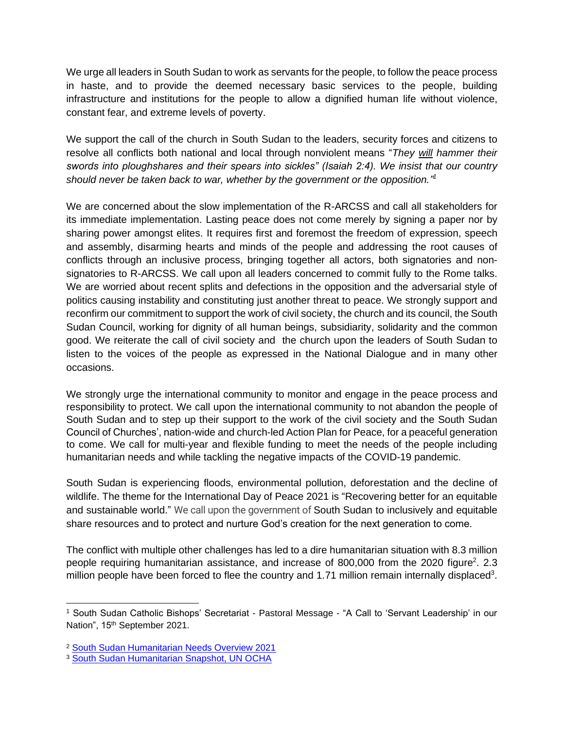We urge all leaders in South Sudan to work as servants for the people, to follow the peace process in haste, and to provide the deemed necessary basic services to the people, building infrastructure and institutions for the people to allow a dignified human life without violence, constant fear, and extreme levels of poverty.

We support the call of the church in South Sudan to the leaders, security forces and citizens to resolve all conflicts both national and local through nonviolent means "*They will hammer their swords into ploughshares and their spears into sickles" (Isaiah 2:4). We insist that our country should never be taken back to war, whether by the government or the opposition."*[1]

We are concerned about the slow implementation of the R-ARCSS and call all stakeholders for its immediate implementation. Lasting peace does not come merely by signing a paper nor by sharing power amongst elites. It requires first and foremost the freedom of expression, speech and assembly, disarming hearts and minds of the people and addressing the root causes of conflicts through an inclusive process, bringing together all actors, both signatories and non-signatories to R-ARCSS. We call upon all leaders concerned to commit fully to the Rome talks. We are worried about recent splits and defections in the opposition and the adversarial style of politics causing instability and constituting just another threat to peace. We strongly support and reconfirm our commitment to support the work of civil society, the church and its council, the South Sudan Council, working for dignity of all human beings, subsidiarity, solidarity and the common good. We reiterate the call of civil society and the church upon the leaders of South Sudan to listen to the voices of the people as expressed in the National Dialogue and in many other occasions.

We strongly urge the international community to monitor and engage in the peace process and responsibility to protect. We call upon the international community to not abandon the people of South Sudan and to step up their support to the work of the civil society and the South Sudan Council of Churches', nation-wide and church-led Action Plan for Peace, for a peaceful generation to come. We call for multi-year and flexible funding to meet the needs of the people including humanitarian needs and while tackling the negative impacts of the COVID-19 pandemic.

South Sudan is experiencing floods, environmental pollution, deforestation and the decline of wildlife. The theme for the International Day of Peace 2021 is "Recovering better for an equitable and sustainable world." We call upon the government of South Sudan to inclusively and equitable share resources and to protect and nurture God's creation for the next generation to come.

The conflict with multiple other challenges has led to a dire humanitarian situation with 8.3 million people requiring humanitarian assistance, and increase of 800,000 from the 2020 figure[2]. 2.3 million people have been forced to flee the country and 1.71 million remain internally displaced[3].

---

[1] South Sudan Catholic Bishops' Secretariat - Pastoral Message - "A Call to 'Servant Leadership' in our Nation", 15th September 2021.

[2] South Sudan Humanitarian Needs Overview 2021

[3] South Sudan Humanitarian Snapshot, UN OCHA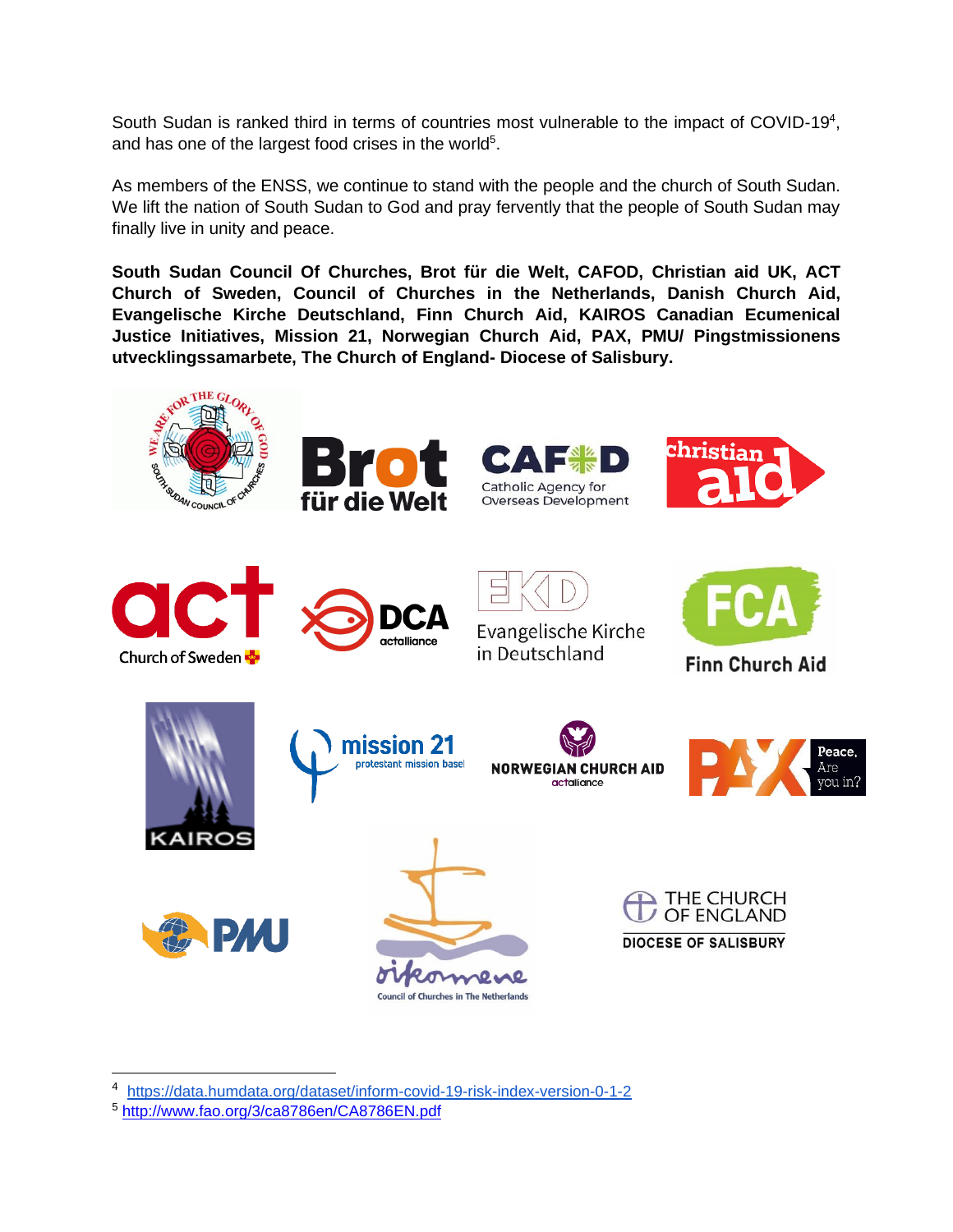South Sudan is ranked third in terms of countries most vulnerable to the impact of COVID-19[4], and has one of the largest food crises in the world[5].

As members of the ENSS, we continue to stand with the people and the church of South Sudan. We lift the nation of South Sudan to God and pray fervently that the people of South Sudan may finally live in unity and peace.

**South Sudan Council Of Churches, Brot für die Welt, CAFOD, Christian aid UK, ACT Church of Sweden, Council of Churches in the Netherlands, Danish Church Aid, Evangelische Kirche Deutschland, Finn Church Aid, KAIROS Canadian Ecumenical Justice Initiatives, Mission 21, Norwegian Church Aid, PAX, PMU/ Pingstmissionens utvecklingssamarbete, The Church of England- Diocese of Salisbury.**

---

[4] https://data.humdata.org/dataset/inform-covid-19-risk-index-version-0-1-2

[5] http://www.fao.org/3/ca8786en/CA8786EN.pdf